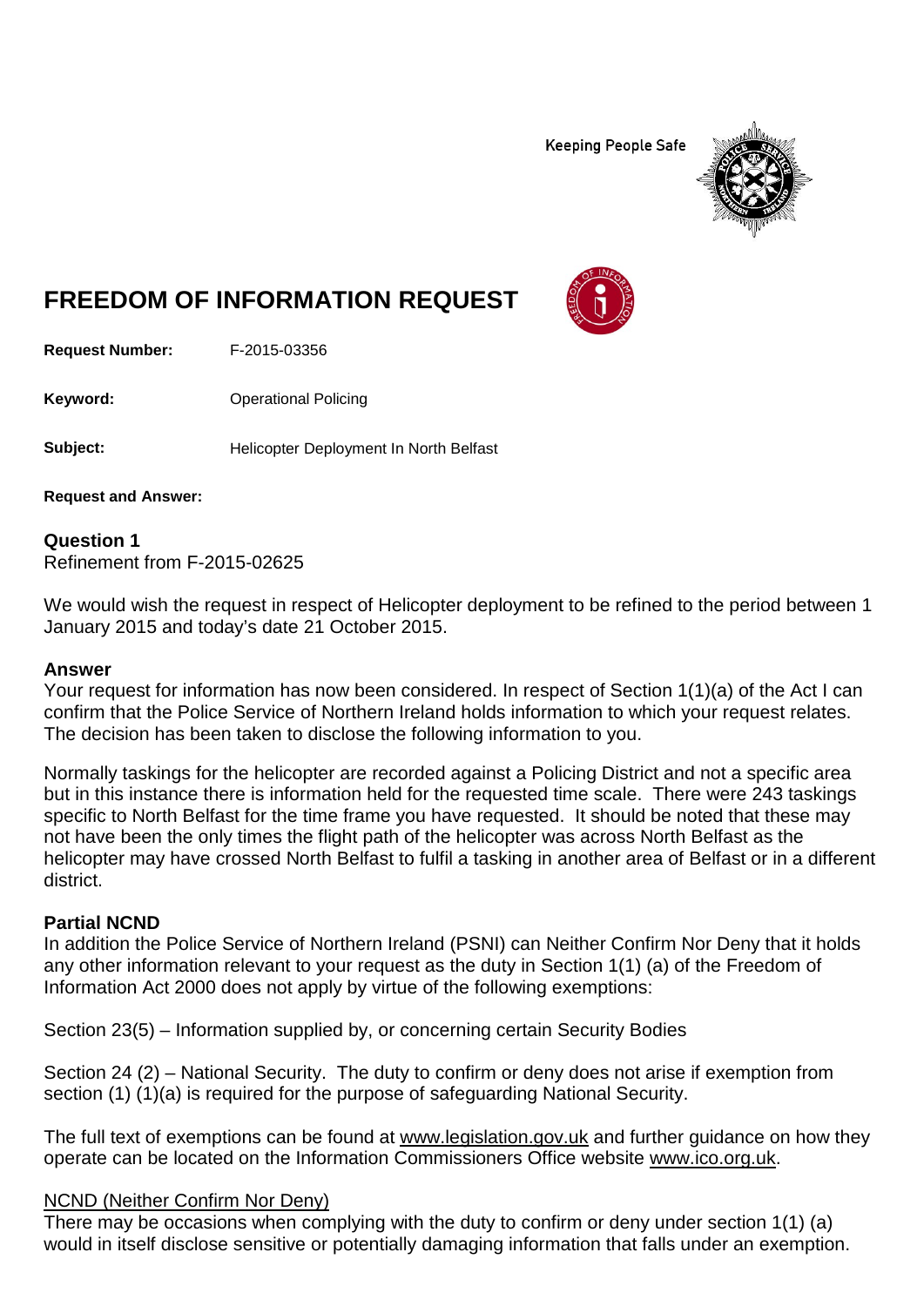Keeping People Safe

# FREEDOM OF INFORMATION REQUEST

**Request Number:** F-2015-03356

**Keyword:** Operational Policing

**Subject:** Helicopter Deployment In North Belfast

**Request and Answer:**

## Question 1

Refinement from F-2015-02625

We would wish the request in respect of Helicopter deployment to be refined to the period between 1 January 2015 and today's date 21 October 2015.

## Answer

Your request for information has now been considered. In respect of Section 1(1)(a) of the Act I can confirm that the Police Service of Northern Ireland holds information to which your request relates. The decision has been taken to disclose the following information to you.

Normally taskings for the helicopter are recorded against a Policing District and not a specific area but in this instance there is information held for the requested time scale. There were 243 taskings specific to North Belfast for the time frame you have requested. It should be noted that these may not have been the only times the flight path of the helicopter was across North Belfast as the helicopter may have crossed North Belfast to fulfil a tasking in another area of Belfast or in a different district.

## Partial NCND

In addition the Police Service of Northern Ireland (PSNI) can Neither Confirm Nor Deny that it holds any other information relevant to your request as the duty in Section 1(1) (a) of the Freedom of Information Act 2000 does not apply by virtue of the following exemptions:

Section 23(5) – Information supplied by, or concerning certain Security Bodies

Section 24 (2) – National Security. The duty to confirm or deny does not arise if exemption from section (1) (1)(a) is required for the purpose of safeguarding National Security.

The full text of exemptions can be found at www.legislation.gov.uk and further guidance on how they operate can be located on the Information Commissioners Office website www.ico.org.uk.

NCND (Neither Confirm Nor Deny)

There may be occasions when complying with the duty to confirm or deny under section 1(1) (a) would in itself disclose sensitive or potentially damaging information that falls under an exemption.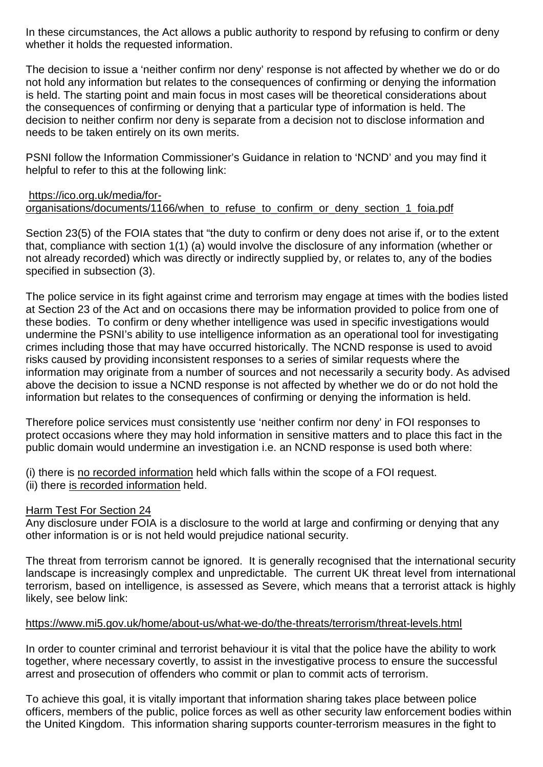In these circumstances, the Act allows a public authority to respond by refusing to confirm or deny whether it holds the requested information.

The decision to issue a 'neither confirm nor deny' response is not affected by whether we do or do not hold any information but relates to the consequences of confirming or denying the information is held. The starting point and main focus in most cases will be theoretical considerations about the consequences of confirming or denying that a particular type of information is held. The decision to neither confirm nor deny is separate from a decision not to disclose information and needs to be taken entirely on its own merits.

PSNI follow the Information Commissioner's Guidance in relation to 'NCND' and you may find it helpful to refer to this at the following link:

[https://ico.org.uk/media/for-organisations/documents/1166/when_to_refuse_to_confirm_or_deny_section_1_foia.pdf](https://ico.org.uk/media/for-organisations/documents/1166/when_to_refuse_to_confirm_or_deny_section_1_foia.pdf)

Section 23(5) of the FOIA states that "the duty to confirm or deny does not arise if, or to the extent that, compliance with section 1(1) (a) would involve the disclosure of any information (whether or not already recorded) which was directly or indirectly supplied by, or relates to, any of the bodies specified in subsection (3).

The police service in its fight against crime and terrorism may engage at times with the bodies listed at Section 23 of the Act and on occasions there may be information provided to police from one of these bodies. To confirm or deny whether intelligence was used in specific investigations would undermine the PSNI's ability to use intelligence information as an operational tool for investigating crimes including those that may have occurred historically. The NCND response is used to avoid risks caused by providing inconsistent responses to a series of similar requests where the information may originate from a number of sources and not necessarily a security body. As advised above the decision to issue a NCND response is not affected by whether we do or do not hold the information but relates to the consequences of confirming or denying the information is held.

Therefore police services must consistently use 'neither confirm nor deny' in FOI responses to protect occasions where they may hold information in sensitive matters and to place this fact in the public domain would undermine an investigation i.e. an NCND response is used both where:

(i) there is no recorded information held which falls within the scope of a FOI request.
(ii) there is recorded information held.

Harm Test For Section 24

Any disclosure under FOIA is a disclosure to the world at large and confirming or denying that any other information is or is not held would prejudice national security.

The threat from terrorism cannot be ignored. It is generally recognised that the international security landscape is increasingly complex and unpredictable. The current UK threat level from international terrorism, based on intelligence, is assessed as Severe, which means that a terrorist attack is highly likely, see below link:

[https://www.mi5.gov.uk/home/about-us/what-we-do/the-threats/terrorism/threat-levels.html](https://www.mi5.gov.uk/home/about-us/what-we-do/the-threats/terrorism/threat-levels.html)

In order to counter criminal and terrorist behaviour it is vital that the police have the ability to work together, where necessary covertly, to assist in the investigative process to ensure the successful arrest and prosecution of offenders who commit or plan to commit acts of terrorism.

To achieve this goal, it is vitally important that information sharing takes place between police officers, members of the public, police forces as well as other security law enforcement bodies within the United Kingdom. This information sharing supports counter-terrorism measures in the fight to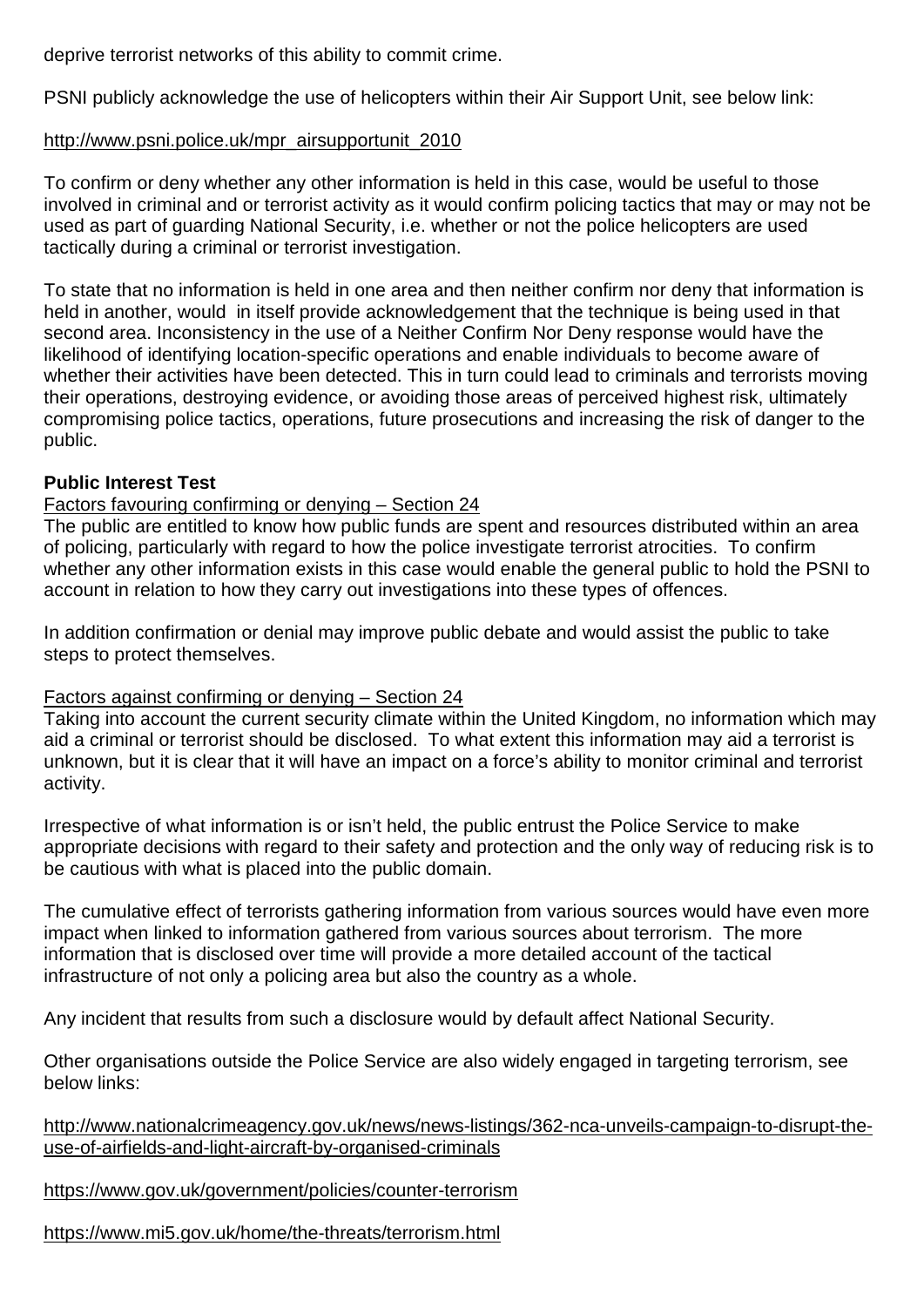deprive terrorist networks of this ability to commit crime.

PSNI publicly acknowledge the use of helicopters within their Air Support Unit, see below link:

http://www.psni.police.uk/mpr_airsupportunit_2010

To confirm or deny whether any other information is held in this case, would be useful to those involved in criminal and or terrorist activity as it would confirm policing tactics that may or may not be used as part of guarding National Security, i.e. whether or not the police helicopters are used tactically during a criminal or terrorist investigation.

To state that no information is held in one area and then neither confirm nor deny that information is held in another, would in itself provide acknowledgement that the technique is being used in that second area. Inconsistency in the use of a Neither Confirm Nor Deny response would have the likelihood of identifying location-specific operations and enable individuals to become aware of whether their activities have been detected. This in turn could lead to criminals and terrorists moving their operations, destroying evidence, or avoiding those areas of perceived highest risk, ultimately compromising police tactics, operations, future prosecutions and increasing the risk of danger to the public.

**Public Interest Test**

Factors favouring confirming or denying – Section 24

The public are entitled to know how public funds are spent and resources distributed within an area of policing, particularly with regard to how the police investigate terrorist atrocities. To confirm whether any other information exists in this case would enable the general public to hold the PSNI to account in relation to how they carry out investigations into these types of offences.

In addition confirmation or denial may improve public debate and would assist the public to take steps to protect themselves.

Factors against confirming or denying – Section 24

Taking into account the current security climate within the United Kingdom, no information which may aid a criminal or terrorist should be disclosed. To what extent this information may aid a terrorist is unknown, but it is clear that it will have an impact on a force's ability to monitor criminal and terrorist activity.

Irrespective of what information is or isn't held, the public entrust the Police Service to make appropriate decisions with regard to their safety and protection and the only way of reducing risk is to be cautious with what is placed into the public domain.

The cumulative effect of terrorists gathering information from various sources would have even more impact when linked to information gathered from various sources about terrorism. The more information that is disclosed over time will provide a more detailed account of the tactical infrastructure of not only a policing area but also the country as a whole.

Any incident that results from such a disclosure would by default affect National Security.

Other organisations outside the Police Service are also widely engaged in targeting terrorism, see below links:

http://www.nationalcrimeagency.gov.uk/news/news-listings/362-nca-unveils-campaign-to-disrupt-the-use-of-airfields-and-light-aircraft-by-organised-criminals

https://www.gov.uk/government/policies/counter-terrorism

https://www.mi5.gov.uk/home/the-threats/terrorism.html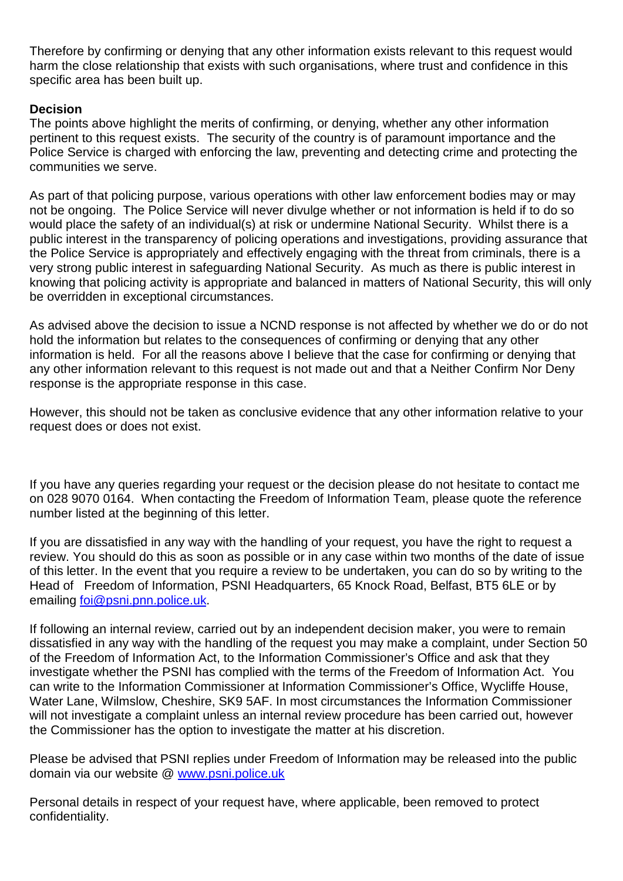Therefore by confirming or denying that any other information exists relevant to this request would harm the close relationship that exists with such organisations, where trust and confidence in this specific area has been built up.

**Decision**

The points above highlight the merits of confirming, or denying, whether any other information pertinent to this request exists. The security of the country is of paramount importance and the Police Service is charged with enforcing the law, preventing and detecting crime and protecting the communities we serve.

As part of that policing purpose, various operations with other law enforcement bodies may or may not be ongoing. The Police Service will never divulge whether or not information is held if to do so would place the safety of an individual(s) at risk or undermine National Security. Whilst there is a public interest in the transparency of policing operations and investigations, providing assurance that the Police Service is appropriately and effectively engaging with the threat from criminals, there is a very strong public interest in safeguarding National Security. As much as there is public interest in knowing that policing activity is appropriate and balanced in matters of National Security, this will only be overridden in exceptional circumstances.

As advised above the decision to issue a NCND response is not affected by whether we do or do not hold the information but relates to the consequences of confirming or denying that any other information is held. For all the reasons above I believe that the case for confirming or denying that any other information relevant to this request is not made out and that a Neither Confirm Nor Deny response is the appropriate response in this case.

However, this should not be taken as conclusive evidence that any other information relative to your request does or does not exist.

If you have any queries regarding your request or the decision please do not hesitate to contact me on 028 9070 0164. When contacting the Freedom of Information Team, please quote the reference number listed at the beginning of this letter.

If you are dissatisfied in any way with the handling of your request, you have the right to request a review. You should do this as soon as possible or in any case within two months of the date of issue of this letter. In the event that you require a review to be undertaken, you can do so by writing to the Head of Freedom of Information, PSNI Headquarters, 65 Knock Road, Belfast, BT5 6LE or by emailing foi@psni.pnn.police.uk.

If following an internal review, carried out by an independent decision maker, you were to remain dissatisfied in any way with the handling of the request you may make a complaint, under Section 50 of the Freedom of Information Act, to the Information Commissioner's Office and ask that they investigate whether the PSNI has complied with the terms of the Freedom of Information Act. You can write to the Information Commissioner at Information Commissioner's Office, Wycliffe House, Water Lane, Wilmslow, Cheshire, SK9 5AF. In most circumstances the Information Commissioner will not investigate a complaint unless an internal review procedure has been carried out, however the Commissioner has the option to investigate the matter at his discretion.

Please be advised that PSNI replies under Freedom of Information may be released into the public domain via our website @ www.psni.police.uk

Personal details in respect of your request have, where applicable, been removed to protect confidentiality.